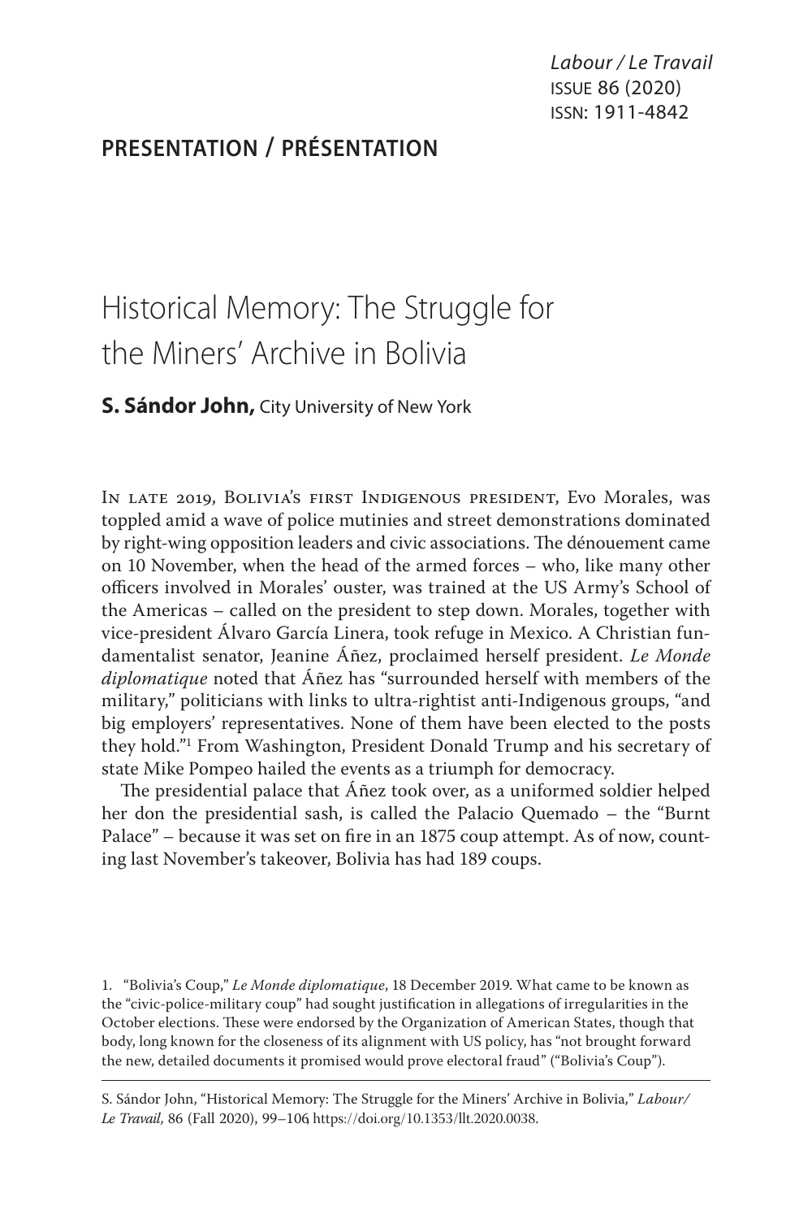**PRESENTATION / PRÉSENTATION**

# Historical Memory: The Struggle for the Miners' Archive in Bolivia

**S. Sándor John,** City University of New York

In late 2019, Bolivia's first Indigenous president, Evo Morales, was toppled amid a wave of police mutinies and street demonstrations dominated by right-wing opposition leaders and civic associations. The dénouement came on 10 November, when the head of the armed forces – who, like many other officers involved in Morales' ouster, was trained at the US Army's School of the Americas – called on the president to step down. Morales, together with vice-president Álvaro García Linera, took refuge in Mexico. A Christian fundamentalist senator, Jeanine Áñez, proclaimed herself president. *Le Monde diplomatique* noted that Áñez has "surrounded herself with members of the military," politicians with links to ultra-rightist anti-Indigenous groups, "and big employers' representatives. None of them have been elected to the posts they hold."[1] From Washington, President Donald Trump and his secretary of state Mike Pompeo hailed the events as a triumph for democracy.

The presidential palace that Áñez took over, as a uniformed soldier helped her don the presidential sash, is called the Palacio Quemado – the "Burnt Palace" – because it was set on fire in an 1875 coup attempt. As of now, counting last November's takeover, Bolivia has had 189 coups.

1. "Bolivia's Coup," *Le Monde diplomatique*, 18 December 2019. What came to be known as the "civic-police-military coup" had sought justification in allegations of irregularities in the October elections. These were endorsed by the Organization of American States, though that body, long known for the closeness of its alignment with US policy, has "not brought forward the new, detailed documents it promised would prove electoral fraud" ("Bolivia's Coup").

S. Sándor John, "Historical Memory: The Struggle for the Miners' Archive in Bolivia," *Labour/Le Travail*, 86 (Fall 2020), 99–106, https://doi.org/10.1353/llt.2020.0038.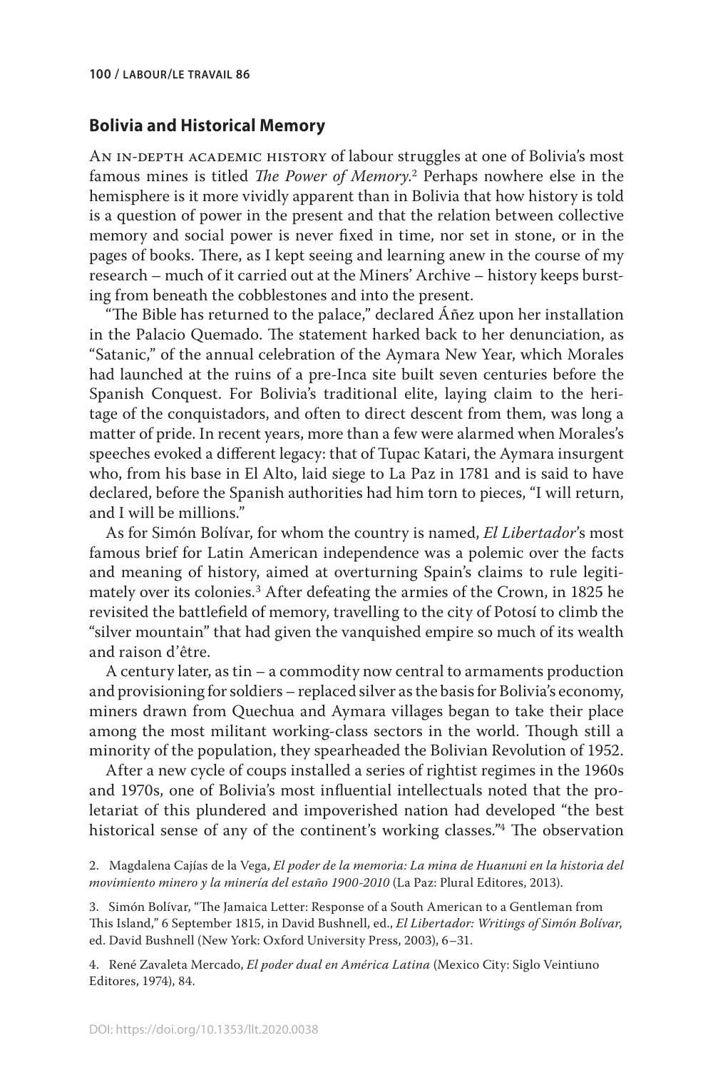## Bolivia and Historical Memory

An in-depth academic history of labour struggles at one of Bolivia's most famous mines is titled *The Power of Memory*.[2] Perhaps nowhere else in the hemisphere is it more vividly apparent than in Bolivia that how history is told is a question of power in the present and that the relation between collective memory and social power is never fixed in time, nor set in stone, or in the pages of books. There, as I kept seeing and learning anew in the course of my research – much of it carried out at the Miners' Archive – history keeps bursting from beneath the cobblestones and into the present.

"The Bible has returned to the palace," declared Áñez upon her installation in the Palacio Quemado. The statement harked back to her denunciation, as "Satanic," of the annual celebration of the Aymara New Year, which Morales had launched at the ruins of a pre-Inca site built seven centuries before the Spanish Conquest. For Bolivia's traditional elite, laying claim to the heritage of the conquistadors, and often to direct descent from them, was long a matter of pride. In recent years, more than a few were alarmed when Morales's speeches evoked a different legacy: that of Tupac Katari, the Aymara insurgent who, from his base in El Alto, laid siege to La Paz in 1781 and is said to have declared, before the Spanish authorities had him torn to pieces, "I will return, and I will be millions."

As for Simón Bolívar, for whom the country is named, *El Libertador*'s most famous brief for Latin American independence was a polemic over the facts and meaning of history, aimed at overturning Spain's claims to rule legitimately over its colonies.[3] After defeating the armies of the Crown, in 1825 he revisited the battlefield of memory, travelling to the city of Potosí to climb the "silver mountain" that had given the vanquished empire so much of its wealth and raison d'être.

A century later, as tin – a commodity now central to armaments production and provisioning for soldiers – replaced silver as the basis for Bolivia's economy, miners drawn from Quechua and Aymara villages began to take their place among the most militant working-class sectors in the world. Though still a minority of the population, they spearheaded the Bolivian Revolution of 1952.

After a new cycle of coups installed a series of rightist regimes in the 1960s and 1970s, one of Bolivia's most influential intellectuals noted that the proletariat of this plundered and impoverished nation had developed "the best historical sense of any of the continent's working classes."[4] The observation

2. Magdalena Cajías de la Vega, *El poder de la memoria: La mina de Huanuni en la historia del movimiento minero y la minería del estaño 1900-2010* (La Paz: Plural Editores, 2013).

3. Simón Bolívar, "The Jamaica Letter: Response of a South American to a Gentleman from This Island," 6 September 1815, in David Bushnell, ed., *El Libertador: Writings of Simón Bolívar*, ed. David Bushnell (New York: Oxford University Press, 2003), 6–31.

4. René Zavaleta Mercado, *El poder dual en América Latina* (Mexico City: Siglo Veintiuno Editores, 1974), 84.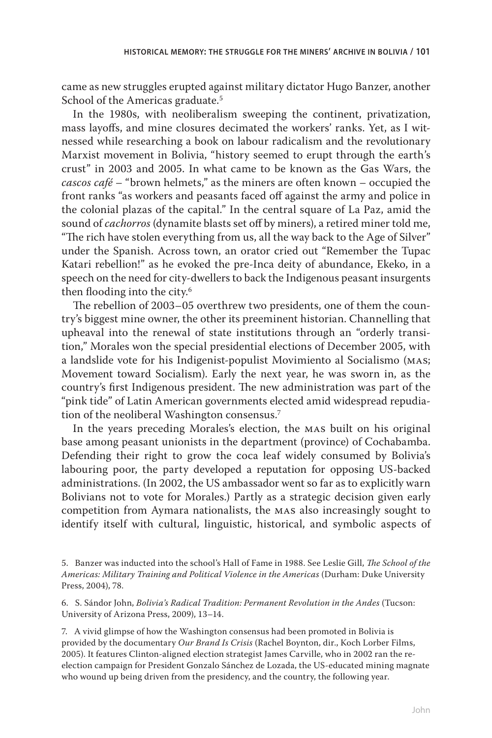came as new struggles erupted against military dictator Hugo Banzer, another School of the Americas graduate.[5]

In the 1980s, with neoliberalism sweeping the continent, privatization, mass layoffs, and mine closures decimated the workers' ranks. Yet, as I witnessed while researching a book on labour radicalism and the revolutionary Marxist movement in Bolivia, "history seemed to erupt through the earth's crust" in 2003 and 2005. In what came to be known as the Gas Wars, the *cascos café* – "brown helmets," as the miners are often known – occupied the front ranks "as workers and peasants faced off against the army and police in the colonial plazas of the capital." In the central square of La Paz, amid the sound of *cachorros* (dynamite blasts set off by miners), a retired miner told me, "The rich have stolen everything from us, all the way back to the Age of Silver" under the Spanish. Across town, an orator cried out "Remember the Tupac Katari rebellion!" as he evoked the pre-Inca deity of abundance, Ekeko, in a speech on the need for city-dwellers to back the Indigenous peasant insurgents then flooding into the city.[6]

The rebellion of 2003–05 overthrew two presidents, one of them the country's biggest mine owner, the other its preeminent historian. Channelling that upheaval into the renewal of state institutions through an "orderly transition," Morales won the special presidential elections of December 2005, with a landslide vote for his Indigenist-populist Movimiento al Socialismo (MAS; Movement toward Socialism). Early the next year, he was sworn in, as the country's first Indigenous president. The new administration was part of the "pink tide" of Latin American governments elected amid widespread repudiation of the neoliberal Washington consensus.[7]

In the years preceding Morales's election, the MAS built on his original base among peasant unionists in the department (province) of Cochabamba. Defending their right to grow the coca leaf widely consumed by Bolivia's labouring poor, the party developed a reputation for opposing US-backed administrations. (In 2002, the US ambassador went so far as to explicitly warn Bolivians not to vote for Morales.) Partly as a strategic decision given early competition from Aymara nationalists, the MAS also increasingly sought to identify itself with cultural, linguistic, historical, and symbolic aspects of

5. Banzer was inducted into the school's Hall of Fame in 1988. See Leslie Gill, *The School of the Americas: Military Training and Political Violence in the Americas* (Durham: Duke University Press, 2004), 78.

6. S. Sándor John, *Bolivia's Radical Tradition: Permanent Revolution in the Andes* (Tucson: University of Arizona Press, 2009), 13–14.

7. A vivid glimpse of how the Washington consensus had been promoted in Bolivia is provided by the documentary *Our Brand Is Crisis* (Rachel Boynton, dir., Koch Lorber Films, 2005). It features Clinton-aligned election strategist James Carville, who in 2002 ran the re-election campaign for President Gonzalo Sánchez de Lozada, the US-educated mining magnate who wound up being driven from the presidency, and the country, the following year.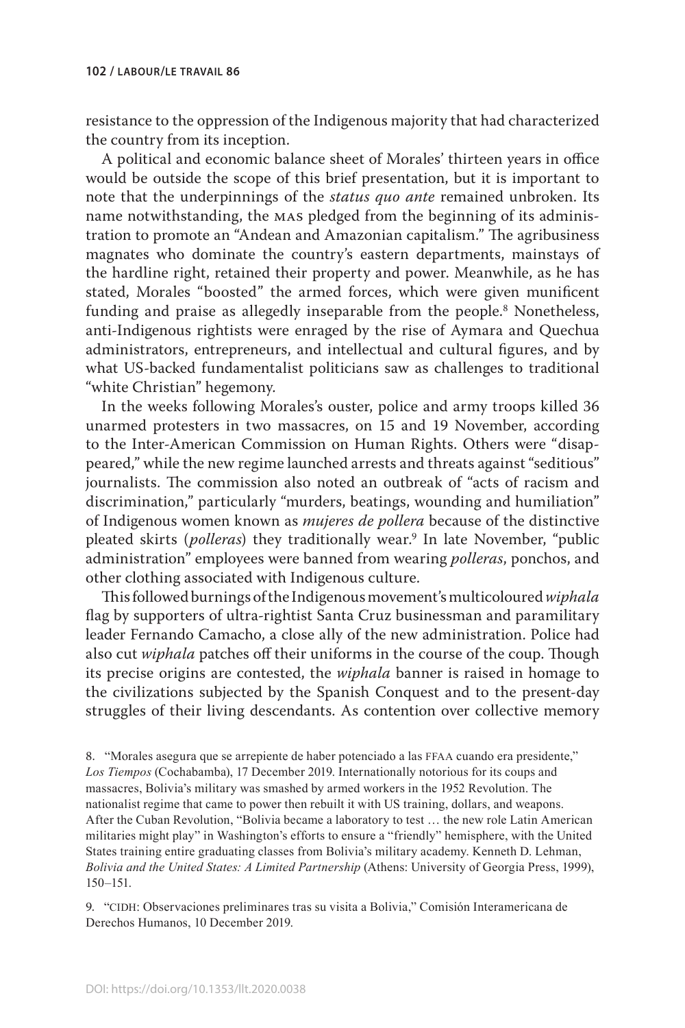resistance to the oppression of the Indigenous majority that had characterized the country from its inception.

A political and economic balance sheet of Morales' thirteen years in office would be outside the scope of this brief presentation, but it is important to note that the underpinnings of the *status quo ante* remained unbroken. Its name notwithstanding, the MAS pledged from the beginning of its administration to promote an "Andean and Amazonian capitalism." The agribusiness magnates who dominate the country's eastern departments, mainstays of the hardline right, retained their property and power. Meanwhile, as he has stated, Morales "boosted" the armed forces, which were given munificent funding and praise as allegedly inseparable from the people.[8] Nonetheless, anti-Indigenous rightists were enraged by the rise of Aymara and Quechua administrators, entrepreneurs, and intellectual and cultural figures, and by what US-backed fundamentalist politicians saw as challenges to traditional "white Christian" hegemony.

In the weeks following Morales's ouster, police and army troops killed 36 unarmed protesters in two massacres, on 15 and 19 November, according to the Inter-American Commission on Human Rights. Others were "disappeared," while the new regime launched arrests and threats against "seditious" journalists. The commission also noted an outbreak of "acts of racism and discrimination," particularly "murders, beatings, wounding and humiliation" of Indigenous women known as *mujeres de pollera* because of the distinctive pleated skirts (*polleras*) they traditionally wear.[9] In late November, "public administration" employees were banned from wearing *polleras*, ponchos, and other clothing associated with Indigenous culture.

This followed burnings of the Indigenous movement's multicoloured *wiphala* flag by supporters of ultra-rightist Santa Cruz businessman and paramilitary leader Fernando Camacho, a close ally of the new administration. Police had also cut *wiphala* patches off their uniforms in the course of the coup. Though its precise origins are contested, the *wiphala* banner is raised in homage to the civilizations subjected by the Spanish Conquest and to the present-day struggles of their living descendants. As contention over collective memory

8. "Morales asegura que se arrepiente de haber potenciado a las FFAA cuando era presidente," *Los Tiempos* (Cochabamba), 17 December 2019. Internationally notorious for its coups and massacres, Bolivia's military was smashed by armed workers in the 1952 Revolution. The nationalist regime that came to power then rebuilt it with US training, dollars, and weapons. After the Cuban Revolution, "Bolivia became a laboratory to test … the new role Latin American militaries might play" in Washington's efforts to ensure a "friendly" hemisphere, with the United States training entire graduating classes from Bolivia's military academy. Kenneth D. Lehman, *Bolivia and the United States: A Limited Partnership* (Athens: University of Georgia Press, 1999), 150–151.

9. "CIDH: Observaciones preliminares tras su visita a Bolivia," Comisión Interamericana de Derechos Humanos, 10 December 2019.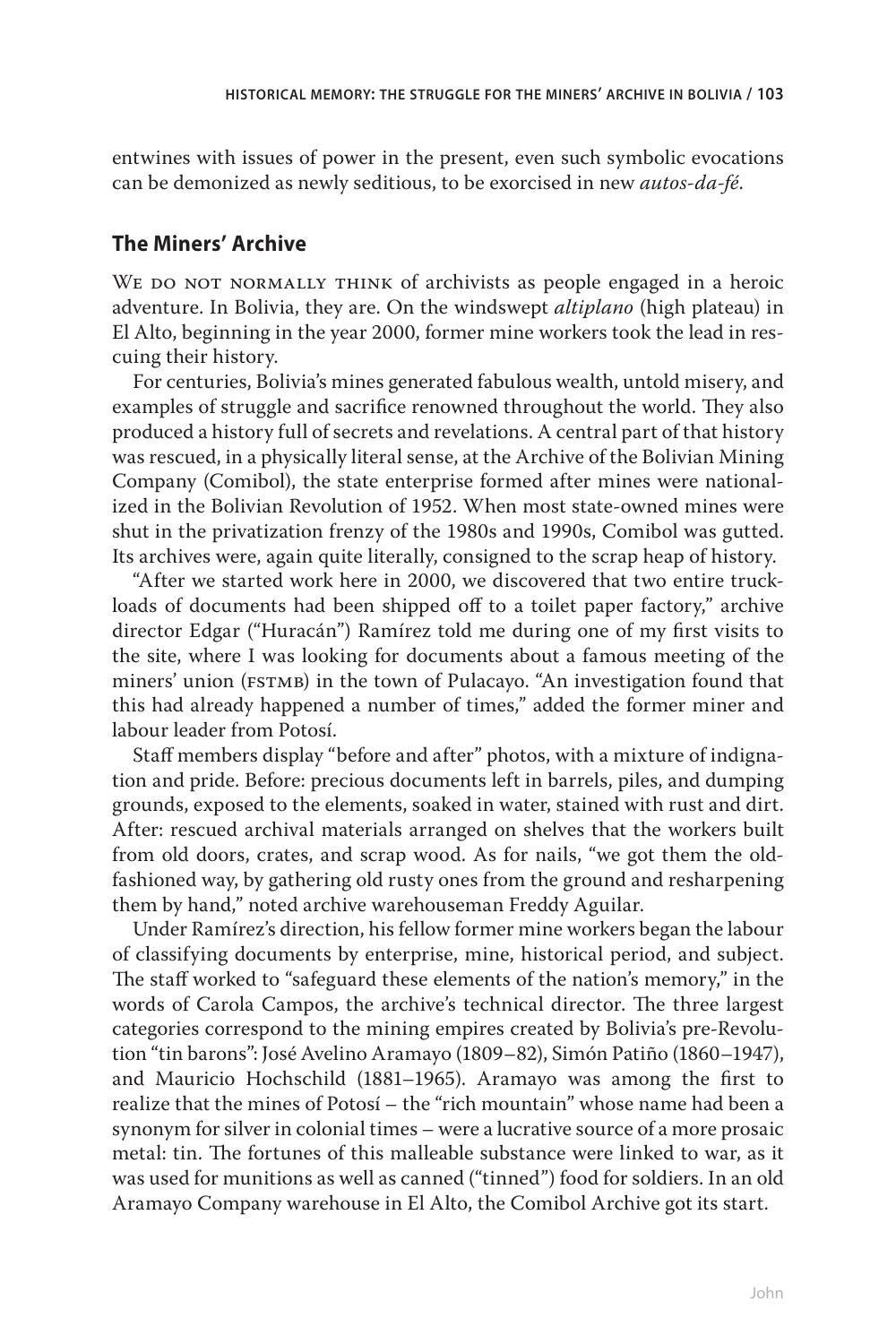entwines with issues of power in the present, even such symbolic evocations can be demonized as newly seditious, to be exorcised in new *autos-da-fé*.

## The Miners' Archive

We do not normally think of archivists as people engaged in a heroic adventure. In Bolivia, they are. On the windswept *altiplano* (high plateau) in El Alto, beginning in the year 2000, former mine workers took the lead in rescuing their history.

For centuries, Bolivia's mines generated fabulous wealth, untold misery, and examples of struggle and sacrifice renowned throughout the world. They also produced a history full of secrets and revelations. A central part of that history was rescued, in a physically literal sense, at the Archive of the Bolivian Mining Company (Comibol), the state enterprise formed after mines were nationalized in the Bolivian Revolution of 1952. When most state-owned mines were shut in the privatization frenzy of the 1980s and 1990s, Comibol was gutted. Its archives were, again quite literally, consigned to the scrap heap of history.

"After we started work here in 2000, we discovered that two entire truckloads of documents had been shipped off to a toilet paper factory," archive director Edgar ("Huracán") Ramírez told me during one of my first visits to the site, where I was looking for documents about a famous meeting of the miners' union (FSTMB) in the town of Pulacayo. "An investigation found that this had already happened a number of times," added the former miner and labour leader from Potosí.

Staff members display "before and after" photos, with a mixture of indignation and pride. Before: precious documents left in barrels, piles, and dumping grounds, exposed to the elements, soaked in water, stained with rust and dirt. After: rescued archival materials arranged on shelves that the workers built from old doors, crates, and scrap wood. As for nails, "we got them the old-fashioned way, by gathering old rusty ones from the ground and resharpening them by hand," noted archive warehouseman Freddy Aguilar.

Under Ramírez's direction, his fellow former mine workers began the labour of classifying documents by enterprise, mine, historical period, and subject. The staff worked to "safeguard these elements of the nation's memory," in the words of Carola Campos, the archive's technical director. The three largest categories correspond to the mining empires created by Bolivia's pre-Revolution "tin barons": José Avelino Aramayo (1809–82), Simón Patiño (1860–1947), and Mauricio Hochschild (1881–1965). Aramayo was among the first to realize that the mines of Potosí – the "rich mountain" whose name had been a synonym for silver in colonial times – were a lucrative source of a more prosaic metal: tin. The fortunes of this malleable substance were linked to war, as it was used for munitions as well as canned ("tinned") food for soldiers. In an old Aramayo Company warehouse in El Alto, the Comibol Archive got its start.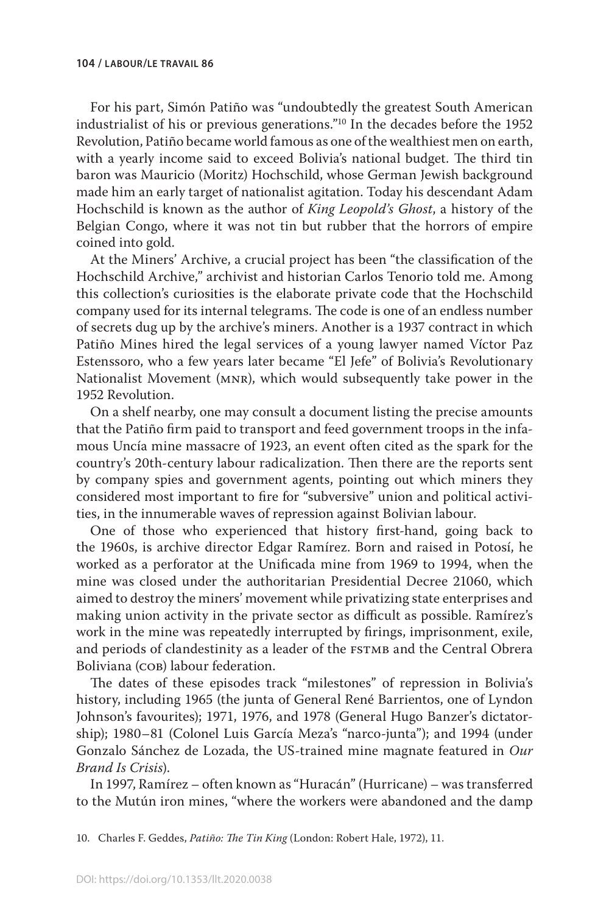For his part, Simón Patiño was "undoubtedly the greatest South American industrialist of his or previous generations."[10] In the decades before the 1952 Revolution, Patiño became world famous as one of the wealthiest men on earth, with a yearly income said to exceed Bolivia's national budget. The third tin baron was Mauricio (Moritz) Hochschild, whose German Jewish background made him an early target of nationalist agitation. Today his descendant Adam Hochschild is known as the author of *King Leopold's Ghost*, a history of the Belgian Congo, where it was not tin but rubber that the horrors of empire coined into gold.

At the Miners' Archive, a crucial project has been "the classification of the Hochschild Archive," archivist and historian Carlos Tenorio told me. Among this collection's curiosities is the elaborate private code that the Hochschild company used for its internal telegrams. The code is one of an endless number of secrets dug up by the archive's miners. Another is a 1937 contract in which Patiño Mines hired the legal services of a young lawyer named Víctor Paz Estenssoro, who a few years later became "El Jefe" of Bolivia's Revolutionary Nationalist Movement (MNR), which would subsequently take power in the 1952 Revolution.

On a shelf nearby, one may consult a document listing the precise amounts that the Patiño firm paid to transport and feed government troops in the infamous Uncía mine massacre of 1923, an event often cited as the spark for the country's 20th-century labour radicalization. Then there are the reports sent by company spies and government agents, pointing out which miners they considered most important to fire for "subversive" union and political activities, in the innumerable waves of repression against Bolivian labour.

One of those who experienced that history first-hand, going back to the 1960s, is archive director Edgar Ramírez. Born and raised in Potosí, he worked as a perforator at the Unificada mine from 1969 to 1994, when the mine was closed under the authoritarian Presidential Decree 21060, which aimed to destroy the miners' movement while privatizing state enterprises and making union activity in the private sector as difficult as possible. Ramírez's work in the mine was repeatedly interrupted by firings, imprisonment, exile, and periods of clandestinity as a leader of the FSTMB and the Central Obrera Boliviana (COB) labour federation.

The dates of these episodes track "milestones" of repression in Bolivia's history, including 1965 (the junta of General René Barrientos, one of Lyndon Johnson's favourites); 1971, 1976, and 1978 (General Hugo Banzer's dictatorship); 1980–81 (Colonel Luis García Meza's "narco-junta"); and 1994 (under Gonzalo Sánchez de Lozada, the US-trained mine magnate featured in *Our Brand Is Crisis*).

In 1997, Ramírez – often known as "Huracán" (Hurricane) – was transferred to the Mutún iron mines, "where the workers were abandoned and the damp

10. Charles F. Geddes, *Patiño: The Tin King* (London: Robert Hale, 1972), 11.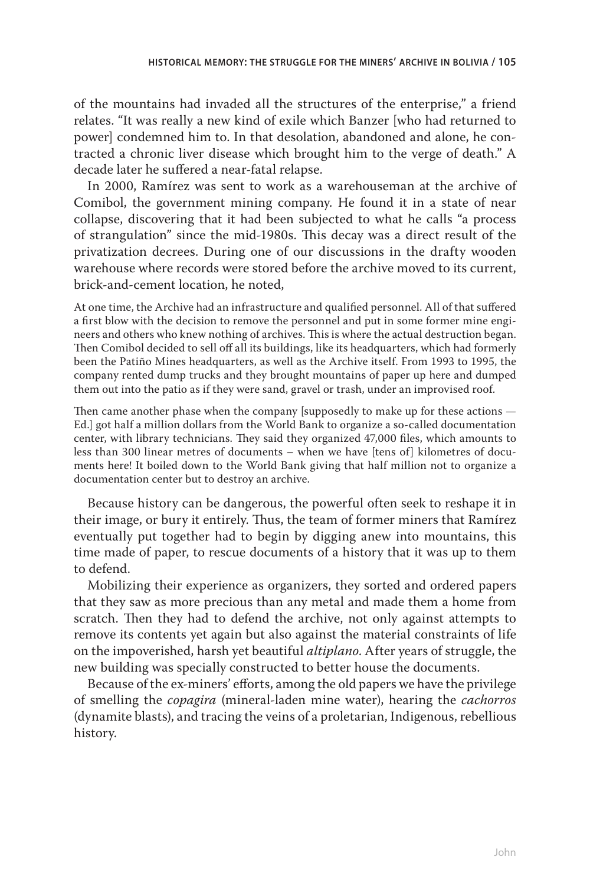of the mountains had invaded all the structures of the enterprise," a friend relates. "It was really a new kind of exile which Banzer [who had returned to power] condemned him to. In that desolation, abandoned and alone, he contracted a chronic liver disease which brought him to the verge of death." A decade later he suffered a near-fatal relapse.

In 2000, Ramírez was sent to work as a warehouseman at the archive of Comibol, the government mining company. He found it in a state of near collapse, discovering that it had been subjected to what he calls "a process of strangulation" since the mid-1980s. This decay was a direct result of the privatization decrees. During one of our discussions in the drafty wooden warehouse where records were stored before the archive moved to its current, brick-and-cement location, he noted,

> At one time, the Archive had an infrastructure and qualified personnel. All of that suffered a first blow with the decision to remove the personnel and put in some former mine engineers and others who knew nothing of archives. This is where the actual destruction began. Then Comibol decided to sell off all its buildings, like its headquarters, which had formerly been the Patiño Mines headquarters, as well as the Archive itself. From 1993 to 1995, the company rented dump trucks and they brought mountains of paper up here and dumped them out into the patio as if they were sand, gravel or trash, under an improvised roof.
>
> Then came another phase when the company [supposedly to make up for these actions — Ed.] got half a million dollars from the World Bank to organize a so-called documentation center, with library technicians. They said they organized 47,000 files, which amounts to less than 300 linear metres of documents – when we have [tens of] kilometres of documents here! It boiled down to the World Bank giving that half million not to organize a documentation center but to destroy an archive.

Because history can be dangerous, the powerful often seek to reshape it in their image, or bury it entirely. Thus, the team of former miners that Ramírez eventually put together had to begin by digging anew into mountains, this time made of paper, to rescue documents of a history that it was up to them to defend.

Mobilizing their experience as organizers, they sorted and ordered papers that they saw as more precious than any metal and made them a home from scratch. Then they had to defend the archive, not only against attempts to remove its contents yet again but also against the material constraints of life on the impoverished, harsh yet beautiful *altiplano*. After years of struggle, the new building was specially constructed to better house the documents.

Because of the ex-miners' efforts, among the old papers we have the privilege of smelling the *copagira* (mineral-laden mine water), hearing the *cachorros* (dynamite blasts), and tracing the veins of a proletarian, Indigenous, rebellious history.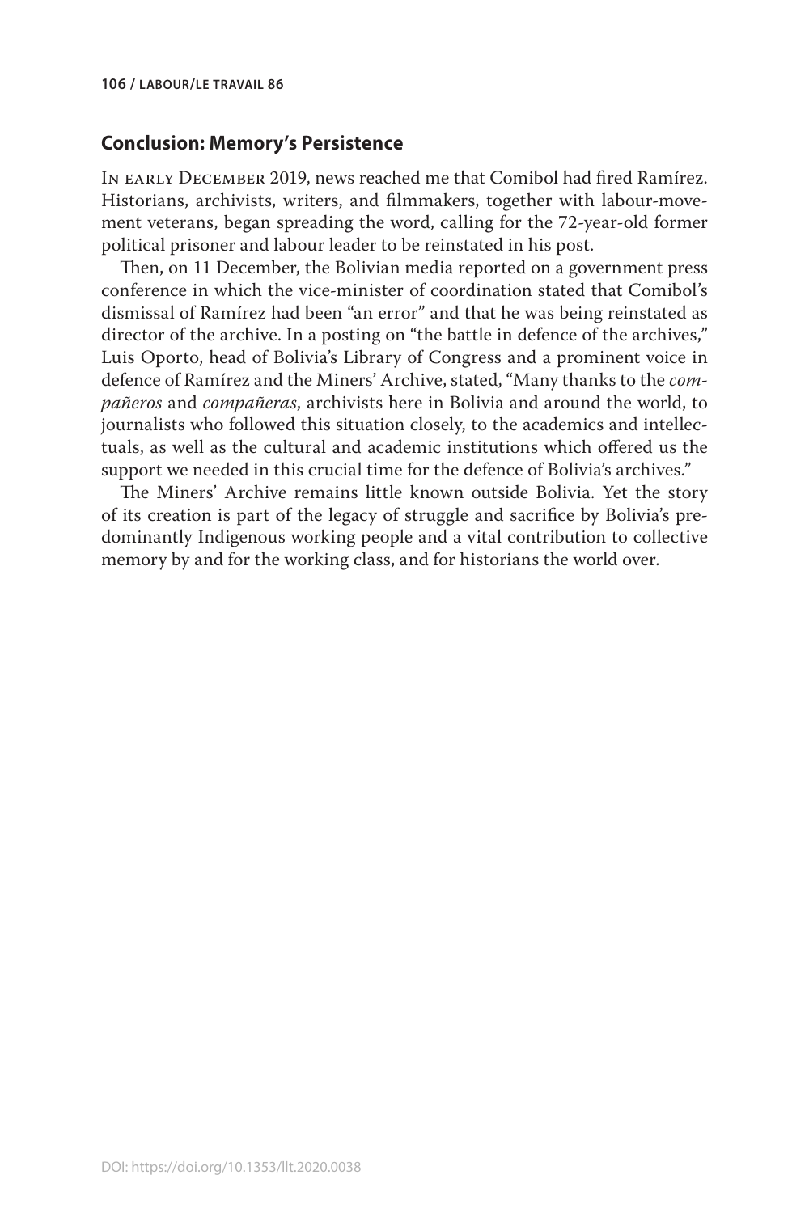## Conclusion: Memory's Persistence

In early December 2019, news reached me that Comibol had fired Ramírez. Historians, archivists, writers, and filmmakers, together with labour-movement veterans, began spreading the word, calling for the 72-year-old former political prisoner and labour leader to be reinstated in his post.

Then, on 11 December, the Bolivian media reported on a government press conference in which the vice-minister of coordination stated that Comibol's dismissal of Ramírez had been "an error" and that he was being reinstated as director of the archive. In a posting on "the battle in defence of the archives," Luis Oporto, head of Bolivia's Library of Congress and a prominent voice in defence of Ramírez and the Miners' Archive, stated, "Many thanks to the *compañeros* and *compañeras*, archivists here in Bolivia and around the world, to journalists who followed this situation closely, to the academics and intellectuals, as well as the cultural and academic institutions which offered us the support we needed in this crucial time for the defence of Bolivia's archives."

The Miners' Archive remains little known outside Bolivia. Yet the story of its creation is part of the legacy of struggle and sacrifice by Bolivia's predominantly Indigenous working people and a vital contribution to collective memory by and for the working class, and for historians the world over.